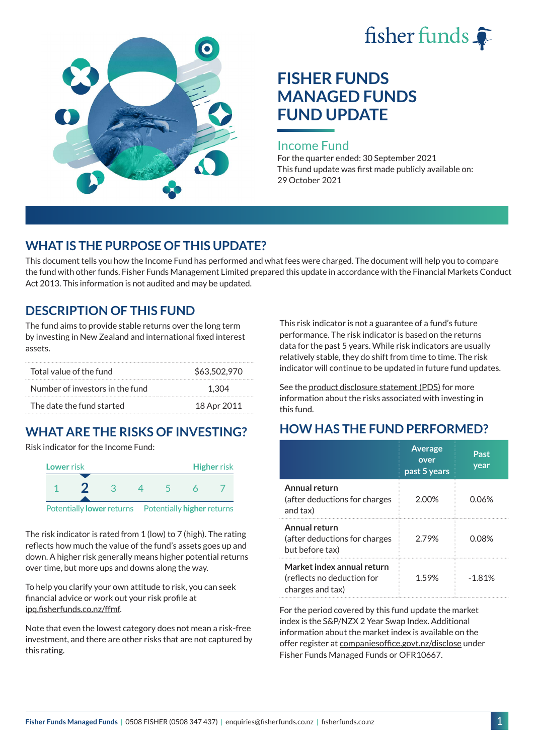fisher funds

# FISHER FUNDS MANAGED FUNDS FUND UPDATE

## Income Fund

For the quarter ended: 30 September 2021

This fund update was first made publicly available on: 29 October 2021

## WHAT IS THE PURPOSE OF THIS UPDATE?

This document tells you how the Income Fund has performed and what fees were charged. The document will help you to compare the fund with other funds. Fisher Funds Management Limited prepared this update in accordance with the Financial Markets Conduct Act 2013. This information is not audited and may be updated.

## DESCRIPTION OF THIS FUND

The fund aims to provide stable returns over the long term by investing in New Zealand and international fixed interest assets.

| | |
|---|---|
| Total value of the fund | $63,502,970 |
| Number of investors in the fund | 1,304 |
| The date the fund started | 18 Apr 2011 |

## WHAT ARE THE RISKS OF INVESTING?

Risk indicator for the Income Fund:

| Lower risk | | | | | | Higher risk |
|---|---|---|---|---|---|---|
| 1 | **2** | 3 | 4 | 5 | 6 | 7 |
| Potentially **lower** returns | | | | | | Potentially **higher** returns |

The risk indicator is rated from 1 (low) to 7 (high). The rating reflects how much the value of the fund's assets goes up and down. A higher risk generally means higher potential returns over time, but more ups and downs along the way.

To help you clarify your own attitude to risk, you can seek financial advice or work out your risk profile at ipq.fisherfunds.co.nz/ffmf.

Note that even the lowest category does not mean a risk-free investment, and there are other risks that are not captured by this rating.

This risk indicator is not a guarantee of a fund's future performance. The risk indicator is based on the returns data for the past 5 years. While risk indicators are usually relatively stable, they do shift from time to time. The risk indicator will continue to be updated in future fund updates.

See the product disclosure statement (PDS) for more information about the risks associated with investing in this fund.

## HOW HAS THE FUND PERFORMED?

| | Average over past 5 years | Past year |
|---|---|---|
| **Annual return** (after deductions for charges and tax) | 2.00% | 0.06% |
| **Annual return** (after deductions for charges but before tax) | 2.79% | 0.08% |
| **Market index annual return** (reflects no deduction for charges and tax) | 1.59% | -1.81% |

For the period covered by this fund update the market index is the S&P/NZX 2 Year Swap Index. Additional information about the market index is available on the offer register at companiesoffice.govt.nz/disclose under Fisher Funds Managed Funds or OFR10667.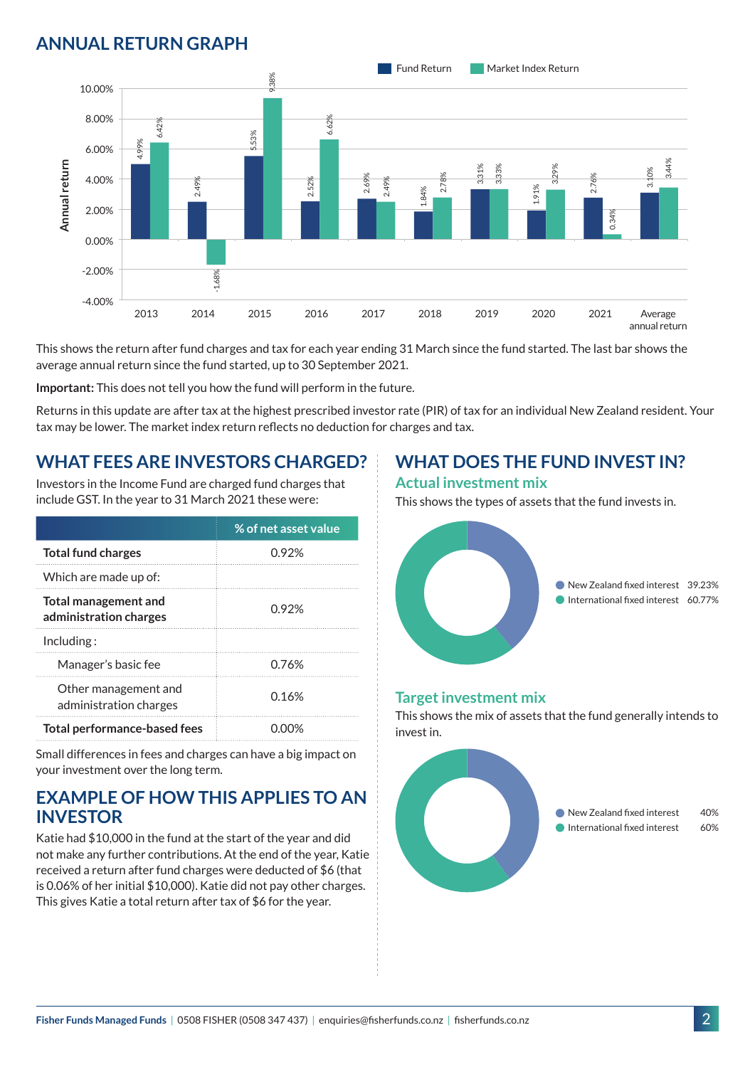## ANNUAL RETURN GRAPH

| Year | Fund Return | Market Index Return |
|---|---|---|
| 2013 | 4.99% | 6.42% |
| 2014 | 2.49% | -1.68% |
| 2015 | 5.53% | 9.38% |
| 2016 | 2.52% | 6.62% |
| 2017 | 2.69% | 2.49% |
| 2018 | 1.84% | 2.78% |
| 2019 | 3.31% | 3.33% |
| 2020 | 1.91% | 3.29% |
| 2021 | 2.76% | 0.34% |
| Average annual return | 3.10% | 3.44% |

This shows the return after fund charges and tax for each year ending 31 March since the fund started. The last bar shows the average annual return since the fund started, up to 30 September 2021.

**Important:** This does not tell you how the fund will perform in the future.

Returns in this update are after tax at the highest prescribed investor rate (PIR) of tax for an individual New Zealand resident. Your tax may be lower. The market index return reflects no deduction for charges and tax.

## WHAT FEES ARE INVESTORS CHARGED?

Investors in the Income Fund are charged fund charges that include GST. In the year to 31 March 2021 these were:

| | % of net asset value |
|---|---|
| **Total fund charges** | 0.92% |
| Which are made up of: | |
| **Total management and administration charges** | 0.92% |
| Including : | |
| Manager's basic fee | 0.76% |
| Other management and administration charges | 0.16% |
| **Total performance-based fees** | 0.00% |

Small differences in fees and charges can have a big impact on your investment over the long term.

## EXAMPLE OF HOW THIS APPLIES TO AN INVESTOR

Katie had $10,000 in the fund at the start of the year and did not make any further contributions. At the end of the year, Katie received a return after fund charges were deducted of $6 (that is 0.06% of her initial $10,000). Katie did not pay other charges. This gives Katie a total return after tax of $6 for the year.

## WHAT DOES THE FUND INVEST IN?

### Actual investment mix

This shows the types of assets that the fund invests in.

| | |
|---|---|
| New Zealand fixed interest | 39.23% |
| International fixed interest | 60.77% |

### Target investment mix

This shows the mix of assets that the fund generally intends to invest in.

| | |
|---|---|
| New Zealand fixed interest | 40% |
| International fixed interest | 60% |

**Fisher Funds Managed Funds** | 0508 FISHER (0508 347 437) | enquiries@fisherfunds.co.nz | fisherfunds.co.nz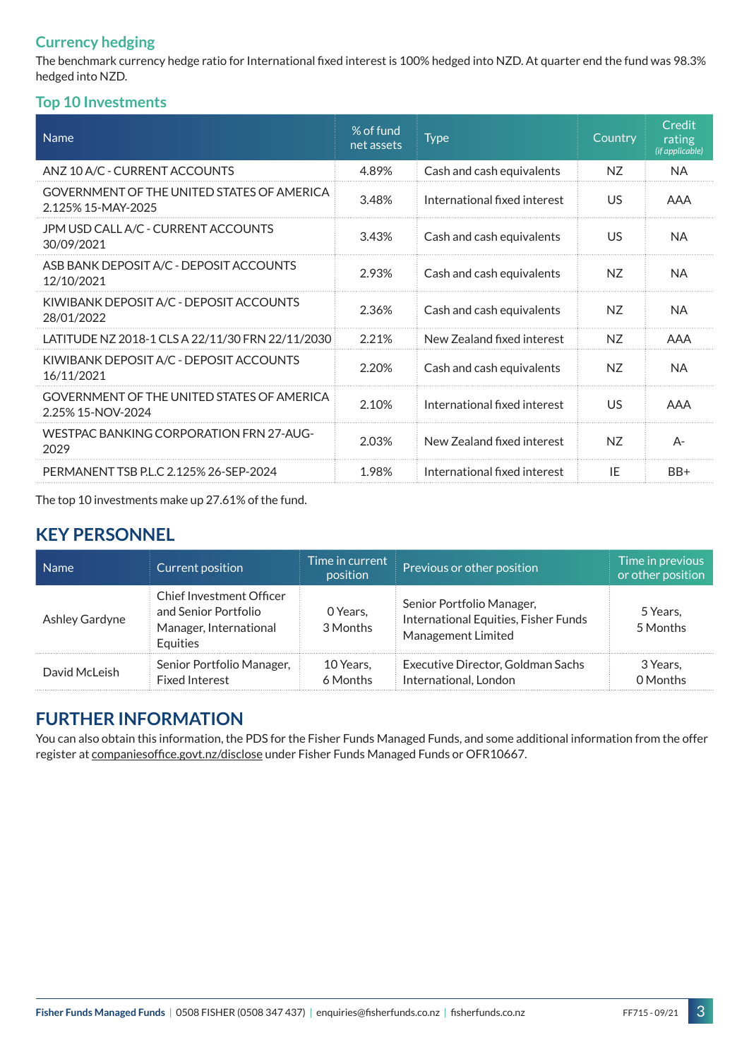## Currency hedging

The benchmark currency hedge ratio for International fixed interest is 100% hedged into NZD. At quarter end the fund was 98.3% hedged into NZD.

## Top 10 Investments

| Name | % of fund net assets | Type | Country | Credit rating *(if applicable)* |
|---|---|---|---|---|
| ANZ 10 A/C - CURRENT ACCOUNTS | 4.89% | Cash and cash equivalents | NZ | NA |
| GOVERNMENT OF THE UNITED STATES OF AMERICA 2.125% 15-MAY-2025 | 3.48% | International fixed interest | US | AAA |
| JPM USD CALL A/C - CURRENT ACCOUNTS 30/09/2021 | 3.43% | Cash and cash equivalents | US | NA |
| ASB BANK DEPOSIT A/C - DEPOSIT ACCOUNTS 12/10/2021 | 2.93% | Cash and cash equivalents | NZ | NA |
| KIWIBANK DEPOSIT A/C - DEPOSIT ACCOUNTS 28/01/2022 | 2.36% | Cash and cash equivalents | NZ | NA |
| LATITUDE NZ 2018-1 CLS A 22/11/30 FRN 22/11/2030 | 2.21% | New Zealand fixed interest | NZ | AAA |
| KIWIBANK DEPOSIT A/C - DEPOSIT ACCOUNTS 16/11/2021 | 2.20% | Cash and cash equivalents | NZ | NA |
| GOVERNMENT OF THE UNITED STATES OF AMERICA 2.25% 15-NOV-2024 | 2.10% | International fixed interest | US | AAA |
| WESTPAC BANKING CORPORATION FRN 27-AUG-2029 | 2.03% | New Zealand fixed interest | NZ | A- |
| PERMANENT TSB P.L.C 2.125% 26-SEP-2024 | 1.98% | International fixed interest | IE | BB+ |

The top 10 investments make up 27.61% of the fund.

# KEY PERSONNEL

| Name | Current position | Time in current position | Previous or other position | Time in previous or other position |
|---|---|---|---|---|
| Ashley Gardyne | Chief Investment Officer and Senior Portfolio Manager, International Equities | 0 Years, 3 Months | Senior Portfolio Manager, International Equities, Fisher Funds Management Limited | 5 Years, 5 Months |
| David McLeish | Senior Portfolio Manager, Fixed Interest | 10 Years, 6 Months | Executive Director, Goldman Sachs International, London | 3 Years, 0 Months |

# FURTHER INFORMATION

You can also obtain this information, the PDS for the Fisher Funds Managed Funds, and some additional information from the offer register at companiesoffice.govt.nz/disclose under Fisher Funds Managed Funds or OFR10667.